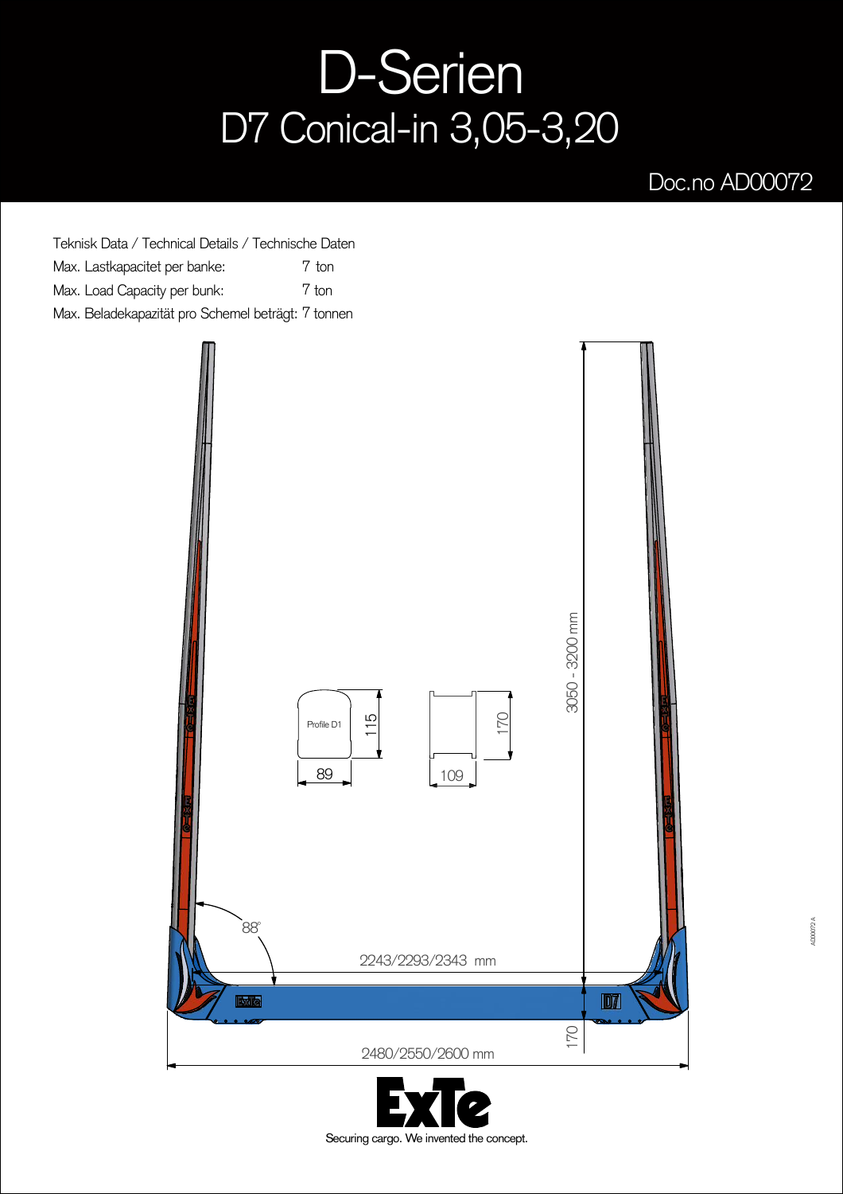# D-Serien

## D7 Conical-in 3,05-3,20

Doc.no AD00072

Teknisk Data / Technical Details / Technische Daten

| | |
|---|---|
| Max. Lastkapacitet per banke: | 7 ton |
| Max. Load Capacity per bunk: | 7 ton |
| Max. Beladekapazität pro Schemel beträgt: | 7 tonnen |

Profile D1

115

89

170

109

3050 - 3200 mm

88°

2243/2293/2343 mm

170

2480/2550/2600 mm

Securing cargo. We invented the concept.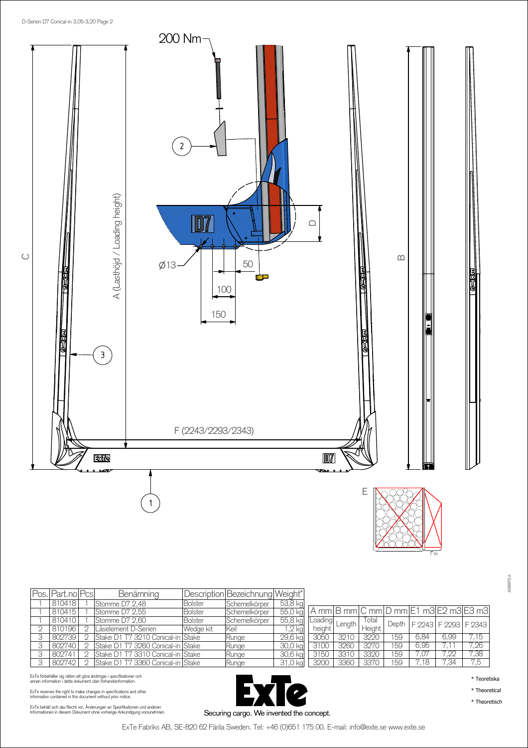200 Nm

2

A (Lasthöjd / Loading height)

C

D

Ø13

50

100

150

B

3

F (2243/2293/2343)

1

E

1 m

| Pos. | Part.no | Pcs | Benämning | Description | Bezeichnung | Weight* |
|---|---|---|---|---|---|---|
| 1 | 810418 | 1 | Stomme D7 2,48 | Bolster | Schemelkörper | 53,8 kg |
| 1 | 810415 | 1 | Stomme D7 2,55 | Bolster | Schemelkörper | 55,0 kg |
| 1 | 810410 | 1 | Stomme D7 2,60 | Bolster | Schemelkörper | 55,8 kg |
| 2 | 810196 | 2 | Låselement D-Serien | Wedge kit | Keil | 1,2 kg |
| 3 | 802739 | 2 | Stake D1 T7 3210 Conical-in | Stake | Runge | 29,6 kg |
| 3 | 802740 | 2 | Stake D1 T7 3260 Conical-in | Stake | Runge | 30,0 kg |
| 3 | 802741 | 2 | Stake D1 T7 3310 Conical-in | Stake | Runge | 30,6 kg |
| 3 | 802742 | 2 | Stake D1 T7 3360 Conical-in | Stake | Runge | 31,0 kg |

| A mm | B mm | C mm | D mm | E1 m3 | E2 m3 | E3 m3 |
|---|---|---|---|---|---|---|
| Loading height | Length | Total Height | Depth | F 2243 | F 2293 | F 2343 |
| 3050 | 3210 | 3220 | 159 | 6,84 | 6,99 | 7,15 |
| 3100 | 3260 | 3270 | 159 | 6,95 | 7,11 | 7,26 |
| 3150 | 3310 | 3320 | 159 | 7,07 | 7,22 | 7,38 |
| 3200 | 3360 | 3370 | 159 | 7,18 | 7,34 | 7,5 |

ExTe förbehåller sig rätten att göra ändringar i specifikationer och annan information i detta dokument utan förhandsinformation.

ExTe reserves the right to make changes in specifications and other information contained in this document without prior notice.

ExTe behält sich das Recht vor, Änderungen an Spezifikationen und anderen Informationen in diesem Dokument ohne vorherige Ankündigung vorzunehmen.

Securing cargo. We invented the concept.

\* Teoretiska

\* Theoretical

\* Theoretisch

ExTe Fabriks AB, SE-820 62 Färila Sweden. Tel: +46 (0)651 175 00. E-mail: info@exte.se www.exte.se